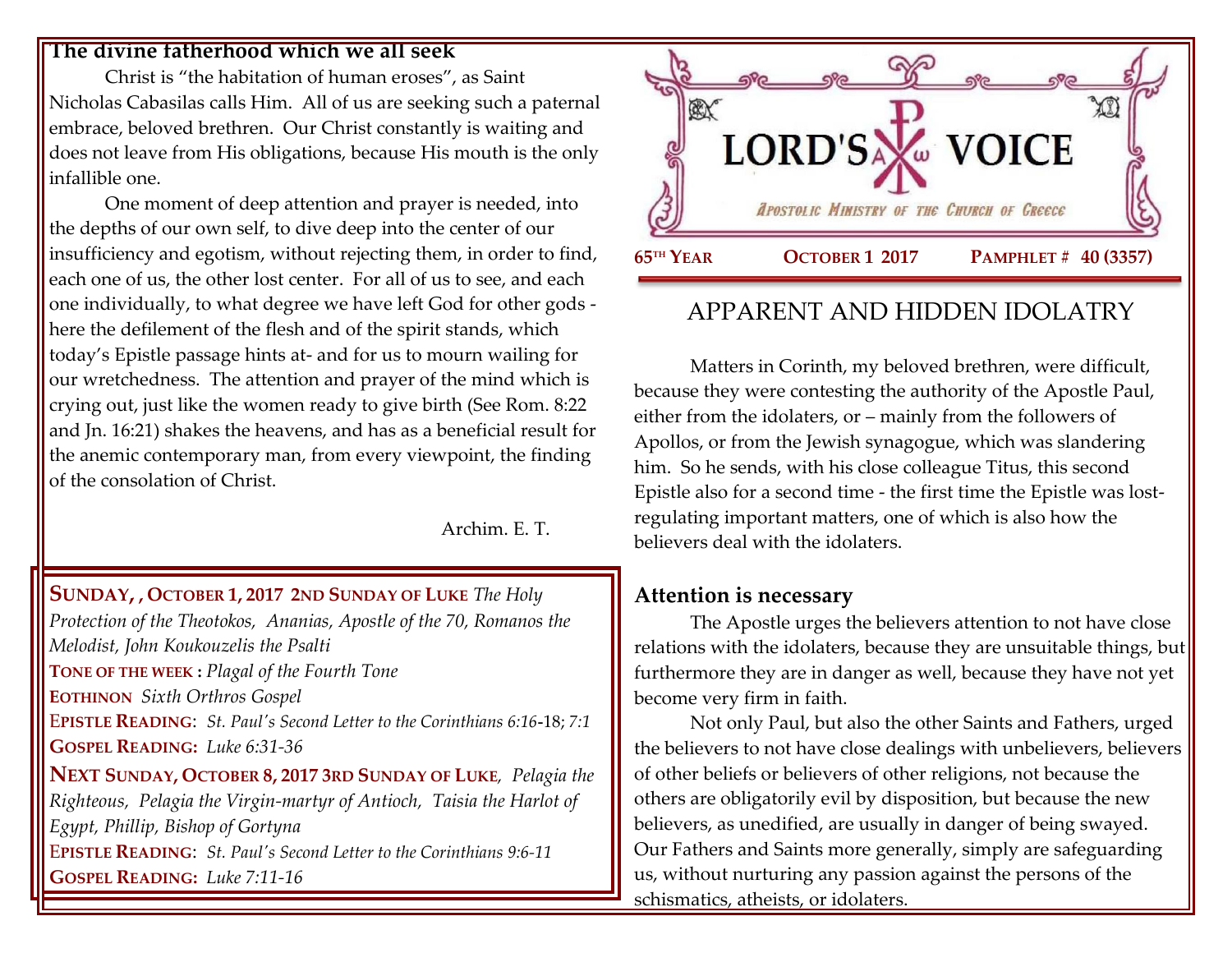# LORD'S VOICE

*Apostolic Ministry of the Church of Greece*

**65TH YEAR** **OCTOBER 1 2017** **PAMPHLET # 40 (3357)**

## APPARENT AND HIDDEN IDOLATRY

Matters in Corinth, my beloved brethren, were difficult, because they were contesting the authority of the Apostle Paul, either from the idolaters, or – mainly from the followers of Apollos, or from the Jewish synagogue, which was slandering him. So he sends, with his close colleague Titus, this second Epistle also for a second time - the first time the Epistle was lost- regulating important matters, one of which is also how the believers deal with the idolaters.

### Attention is necessary

The Apostle urges the believers attention to not have close relations with the idolaters, because they are unsuitable things, but furthermore they are in danger as well, because they have not yet become very firm in faith.

Not only Paul, but also the other Saints and Fathers, urged the believers to not have close dealings with unbelievers, believers of other beliefs or believers of other religions, not because the others are obligatorily evil by disposition, but because the new believers, as unedified, are usually in danger of being swayed. Our Fathers and Saints more generally, simply are safeguarding us, without nurturing any passion against the persons of the schismatics, atheists, or idolaters.

### The divine fatherhood which we all seek

Christ is "the habitation of human eroses", as Saint Nicholas Cabasilas calls Him. All of us are seeking such a paternal embrace, beloved brethren. Our Christ constantly is waiting and does not leave from His obligations, because His mouth is the only infallible one.

One moment of deep attention and prayer is needed, into the depths of our own self, to dive deep into the center of our insufficiency and egotism, without rejecting them, in order to find, each one of us, the other lost center. For all of us to see, and each one individually, to what degree we have left God for other gods - here the defilement of the flesh and of the spirit stands, which today's Epistle passage hints at- and for us to mourn wailing for our wretchedness. The attention and prayer of the mind which is crying out, just like the women ready to give birth (See Rom. 8:22 and Jn. 16:21) shakes the heavens, and has as a beneficial result for the anemic contemporary man, from every viewpoint, the finding of the consolation of Christ.

Archim. E. T.

---

**SUNDAY, , OCTOBER 1, 2017 2ND SUNDAY OF LUKE** *The Holy Protection of the Theotokos, Ananias, Apostle of the 70, Romanos the Melodist, John Koukouzelis the Psalti*

**TONE OF THE WEEK :** *Plagal of the Fourth Tone*

**EOTHINON** *Sixth Orthros Gospel*

**EPISTLE READING**: *St. Paul's Second Letter to the Corinthians 6:16-18; 7:1*

**GOSPEL READING:** *Luke 6:31-36*

**NEXT SUNDAY, OCTOBER 8, 2017 3RD SUNDAY OF LUKE**, *Pelagia the Righteous, Pelagia the Virgin-martyr of Antioch, Taisia the Harlot of Egypt, Phillip, Bishop of Gortyna*

**EPISTLE READING**: *St. Paul's Second Letter to the Corinthians 9:6-11*

**GOSPEL READING:** *Luke 7:11-16*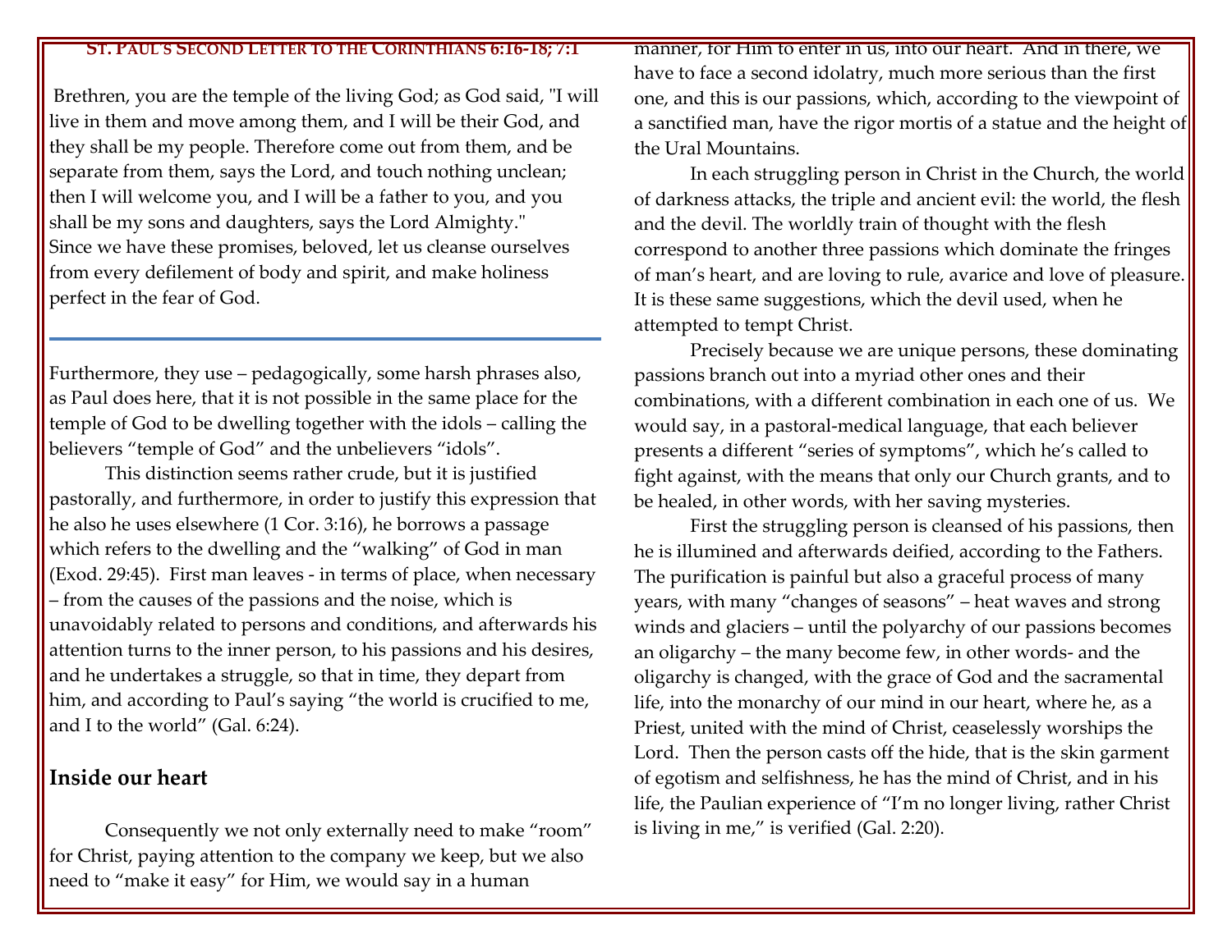### St. Paul's Second Letter to the Corinthians 6:16-18; 7:1

Brethren, you are the temple of the living God; as God said, "I will live in them and move among them, and I will be their God, and they shall be my people. Therefore come out from them, and be separate from them, says the Lord, and touch nothing unclean; then I will welcome you, and I will be a father to you, and you shall be my sons and daughters, says the Lord Almighty." Since we have these promises, beloved, let us cleanse ourselves from every defilement of body and spirit, and make holiness perfect in the fear of God.

---

Furthermore, they use – pedagogically, some harsh phrases also, as Paul does here, that it is not possible in the same place for the temple of God to be dwelling together with the idols – calling the believers "temple of God" and the unbelievers "idols".

This distinction seems rather crude, but it is justified pastorally, and furthermore, in order to justify this expression that he also he uses elsewhere (1 Cor. 3:16), he borrows a passage which refers to the dwelling and the "walking" of God in man (Exod. 29:45). First man leaves - in terms of place, when necessary – from the causes of the passions and the noise, which is unavoidably related to persons and conditions, and afterwards his attention turns to the inner person, to his passions and his desires, and he undertakes a struggle, so that in time, they depart from him, and according to Paul's saying "the world is crucified to me, and I to the world" (Gal. 6:24).

## Inside our heart

Consequently we not only externally need to make "room" for Christ, paying attention to the company we keep, but we also need to "make it easy" for Him, we would say in a human manner, for Him to enter in us, into our heart. And in there, we have to face a second idolatry, much more serious than the first one, and this is our passions, which, according to the viewpoint of a sanctified man, have the rigor mortis of a statue and the height of the Ural Mountains.

In each struggling person in Christ in the Church, the world of darkness attacks, the triple and ancient evil: the world, the flesh and the devil. The worldly train of thought with the flesh correspond to another three passions which dominate the fringes of man's heart, and are loving to rule, avarice and love of pleasure. It is these same suggestions, which the devil used, when he attempted to tempt Christ.

Precisely because we are unique persons, these dominating passions branch out into a myriad other ones and their combinations, with a different combination in each one of us. We would say, in a pastoral-medical language, that each believer presents a different "series of symptoms", which he's called to fight against, with the means that only our Church grants, and to be healed, in other words, with her saving mysteries.

First the struggling person is cleansed of his passions, then he is illumined and afterwards deified, according to the Fathers. The purification is painful but also a graceful process of many years, with many "changes of seasons" – heat waves and strong winds and glaciers – until the polyarchy of our passions becomes an oligarchy – the many become few, in other words- and the oligarchy is changed, with the grace of God and the sacramental life, into the monarchy of our mind in our heart, where he, as a Priest, united with the mind of Christ, ceaselessly worships the Lord. Then the person casts off the hide, that is the skin garment of egotism and selfishness, he has the mind of Christ, and in his life, the Paulian experience of "I'm no longer living, rather Christ is living in me," is verified (Gal. 2:20).